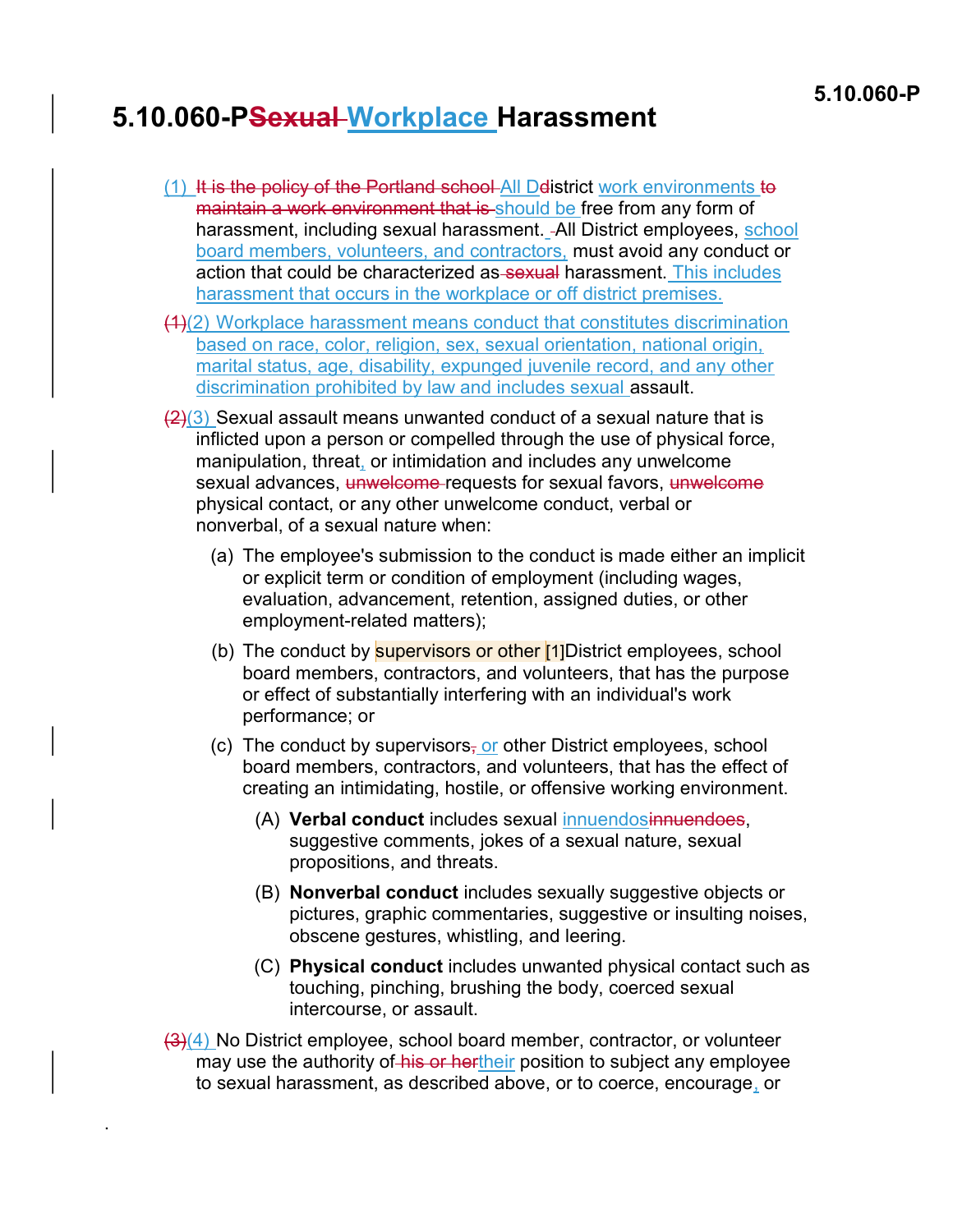# 5.10.060-P~~Sexual~~ Workplace Harassment

(1) ~~It is the policy of the Portland school~~ All D~~d~~istrict work environments ~~to maintain a work environment that is~~ should be free from any form of harassment, including sexual harassment. All District employees, school board members, volunteers, and contractors, must avoid any conduct or action that could be characterized as ~~sexual~~ harassment. This includes harassment that occurs in the workplace or off district premises.

~~(1)~~(2) Workplace harassment means conduct that constitutes discrimination based on race, color, religion, sex, sexual orientation, national origin, marital status, age, disability, expunged juvenile record, and any other discrimination prohibited by law and includes sexual assault.

~~(2)~~(3) Sexual assault means unwanted conduct of a sexual nature that is inflicted upon a person or compelled through the use of physical force, manipulation, threat, or intimidation and includes any unwelcome sexual advances, ~~unwelcome~~ requests for sexual favors, ~~unwelcome~~ physical contact, or any other unwelcome conduct, verbal or nonverbal, of a sexual nature when:

- (a) The employee's submission to the conduct is made either an implicit or explicit term or condition of employment (including wages, evaluation, advancement, retention, assigned duties, or other employment-related matters);
- (b) The conduct by supervisors or other [1]District employees, school board members, contractors, and volunteers, that has the purpose or effect of substantially interfering with an individual's work performance; or
- (c) The conduct by supervisors~~,~~ or other District employees, school board members, contractors, and volunteers, that has the effect of creating an intimidating, hostile, or offensive working environment.
  - (A) **Verbal conduct** includes sexual innuendos~~innuendoes~~, suggestive comments, jokes of a sexual nature, sexual propositions, and threats.
  - (B) **Nonverbal conduct** includes sexually suggestive objects or pictures, graphic commentaries, suggestive or insulting noises, obscene gestures, whistling, and leering.
  - (C) **Physical conduct** includes unwanted physical contact such as touching, pinching, brushing the body, coerced sexual intercourse, or assault.

~~(3)~~(4) No District employee, school board member, contractor, or volunteer may use the authority of ~~his or her~~their position to subject any employee to sexual harassment, as described above, or to coerce, encourage, or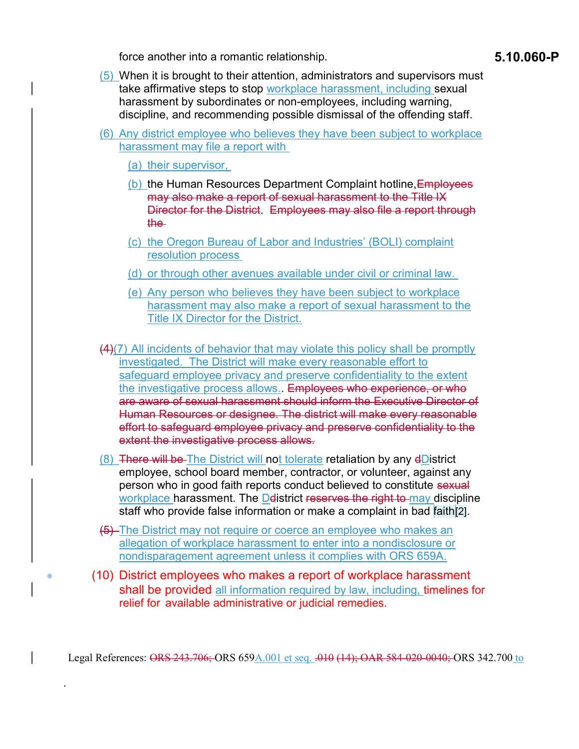force another into a romantic relationship.

(5) When it is brought to their attention, administrators and supervisors must take affirmative steps to stop workplace harassment, including sexual harassment by subordinates or non-employees, including warning, discipline, and recommending possible dismissal of the offending staff.

(6) Any district employee who believes they have been subject to workplace harassment may file a report with

(a) their supervisor,

(b) the Human Resources Department Complaint hotline, ~~Employees may also make a report of sexual harassment to the Title IX Director for the District~~. ~~Employees may also file a report through the~~

(c) the Oregon Bureau of Labor and Industries' (BOLI) complaint resolution process

(d) or through other avenues available under civil or criminal law.

(e) Any person who believes they have been subject to workplace harassment may also make a report of sexual harassment to the Title IX Director for the District.

~~(4)~~(7) All incidents of behavior that may violate this policy shall be promptly investigated. The District will make every reasonable effort to safeguard employee privacy and preserve confidentiality to the extent the investigative process allows.. ~~Employees who experience, or who are aware of sexual harassment should inform the Executive Director of Human Resources or designee. The district will make every reasonable effort to safeguard employee privacy and preserve confidentiality to the extent the investigative process allows.~~

(8) ~~There will be~~ The District will not tolerate retaliation by any ~~d~~District employee, school board member, contractor, or volunteer, against any person who in good faith reports conduct believed to constitute ~~sexual~~ workplace harassment. The D~~d~~istrict ~~reserves the right to~~ may discipline staff who provide false information or make a complaint in bad faith[2].

~~(5)~~ The District may not require or coerce an employee who makes an allegation of workplace harassment to enter into a nondisclosure or nondisparagement agreement unless it complies with ORS 659A.

(10) District employees who makes a report of workplace harassment shall be provided all information required by law, including, timelines for relief for available administrative or judicial remedies.

Legal References: ~~ORS 243.706;~~ ORS 659A.001 et seq. ~~.010 (14); OAR 584-020-0040;~~ ORS 342.700 to

.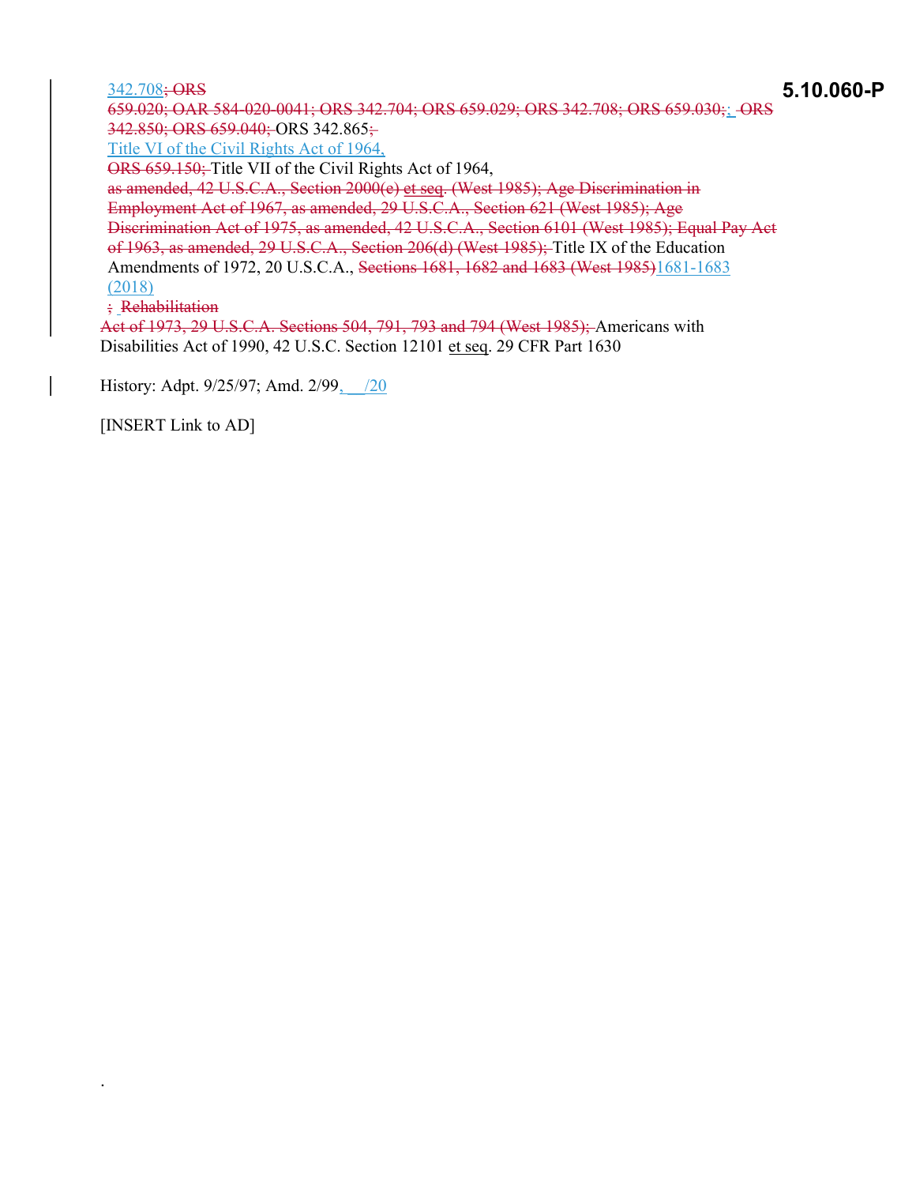342.708~~; ORS 659.020; OAR 584-020-0041; ORS 342.704; ORS 659.029; ORS 342.708; ORS 659.030;~~; ~~ORS 342.850; ORS 659.040;~~ ORS 342.865~~;~~
Title VI of the Civil Rights Act of 1964,
~~ORS 659.150;~~ Title VII of the Civil Rights Act of 1964,
~~as amended, 42 U.S.C.A., Section 2000(e) et seq. (West 1985); Age Discrimination in Employment Act of 1967, as amended, 29 U.S.C.A., Section 621 (West 1985); Age Discrimination Act of 1975, as amended, 42 U.S.C.A., Section 6101 (West 1985); Equal Pay Act of 1963, as amended, 29 U.S.C.A., Section 206(d) (West 1985);~~ Title IX of the Education Amendments of 1972, 20 U.S.C.A., ~~Sections 1681, 1682 and 1683 (West 1985)~~1681-1683 (2018)
~~;~~ ~~Rehabilitation Act of 1973, 29 U.S.C.A. Sections 504, 791, 793 and 794 (West 1985);~~ Americans with Disabilities Act of 1990, 42 U.S.C. Section 12101 et seq. 29 CFR Part 1630

History: Adpt. 9/25/97; Amd. 2/99, \_\_/20

[INSERT Link to AD]

.